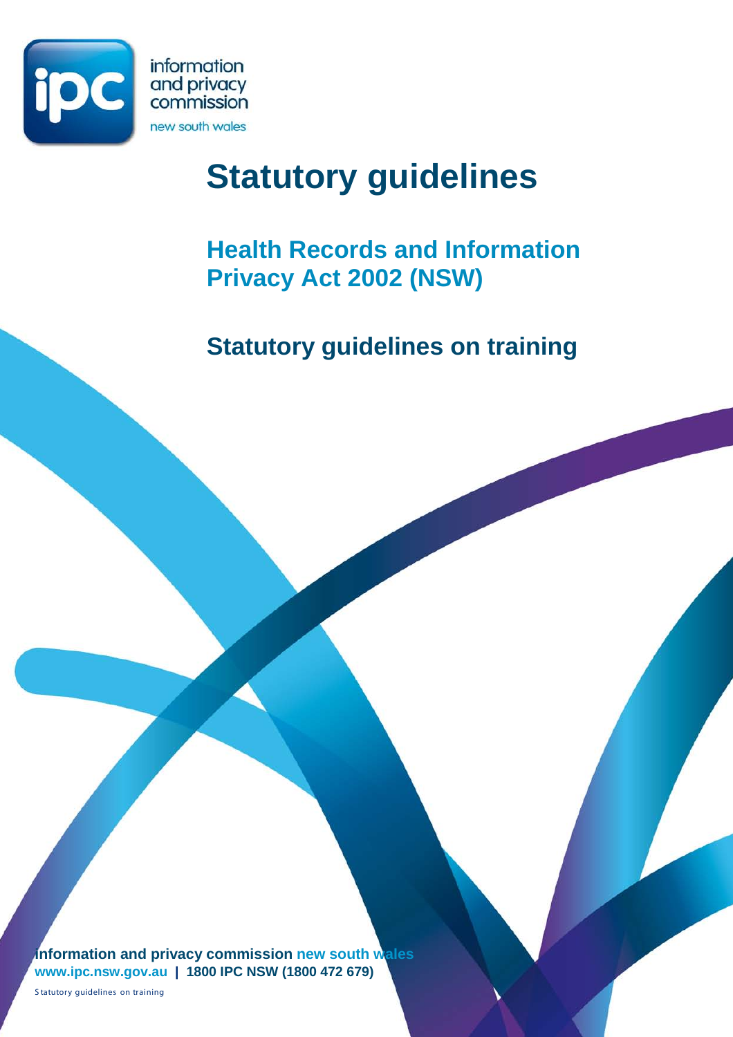information and privacy commission

new south wales

# Statutory guidelines

## Health Records and Information Privacy Act 2002 (NSW)

## Statutory guidelines on training

**information and privacy commission new south wales**
**www.ipc.nsw.gov.au | 1800 IPC NSW (1800 472 679)**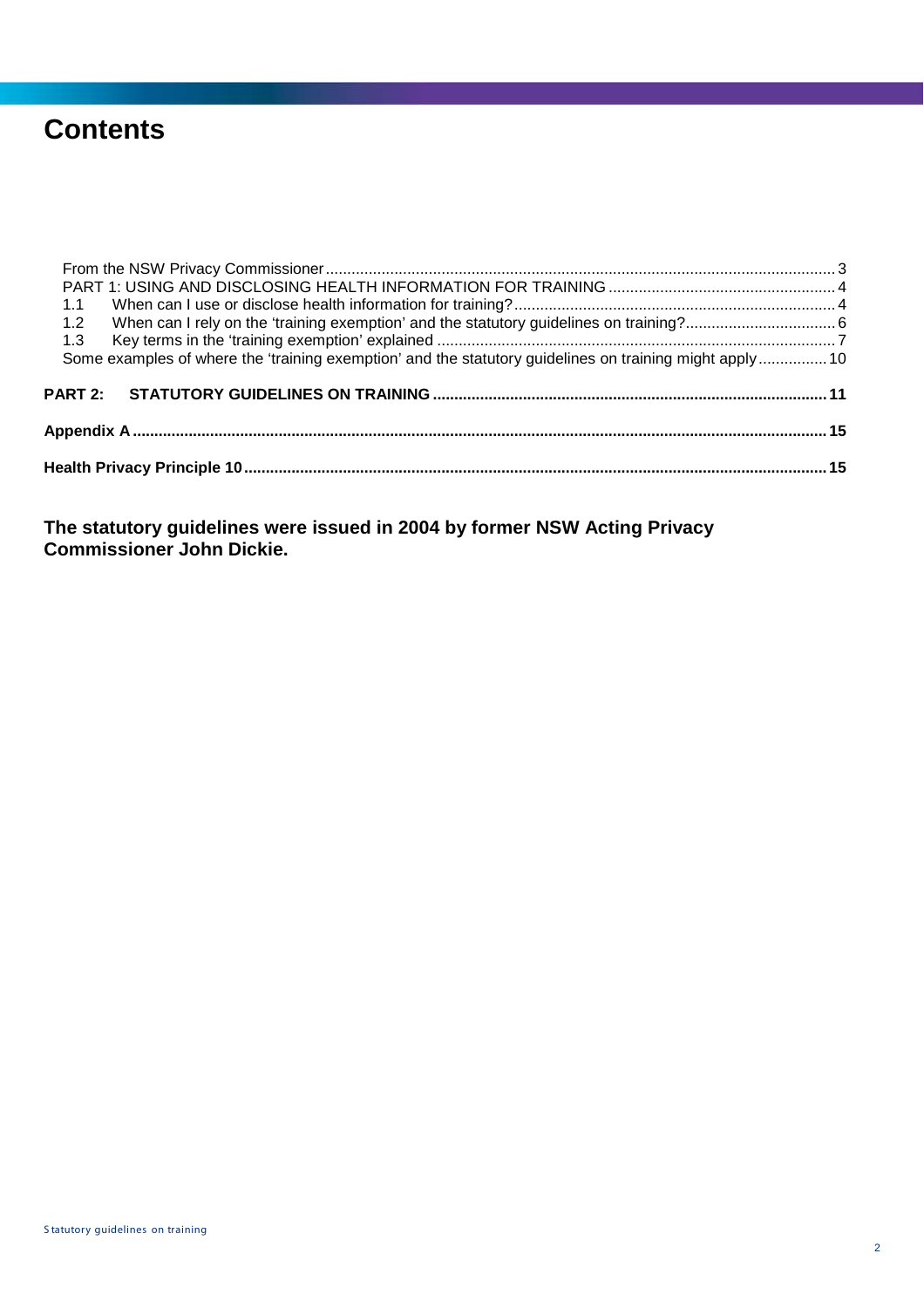# Contents

From the NSW Privacy Commissioner ..... 3
PART 1: USING AND DISCLOSING HEALTH INFORMATION FOR TRAINING ..... 4
1.1 When can I use or disclose health information for training? ..... 4
1.2 When can I rely on the 'training exemption' and the statutory guidelines on training? ..... 6
1.3 Key terms in the 'training exemption' explained ..... 7
Some examples of where the 'training exemption' and the statutory guidelines on training might apply ..... 10

**PART 2: STATUTORY GUIDELINES ON TRAINING ..... 11**

**Appendix A ..... 15**

**Health Privacy Principle 10 ..... 15**

**The statutory guidelines were issued in 2004 by former NSW Acting Privacy Commissioner John Dickie.**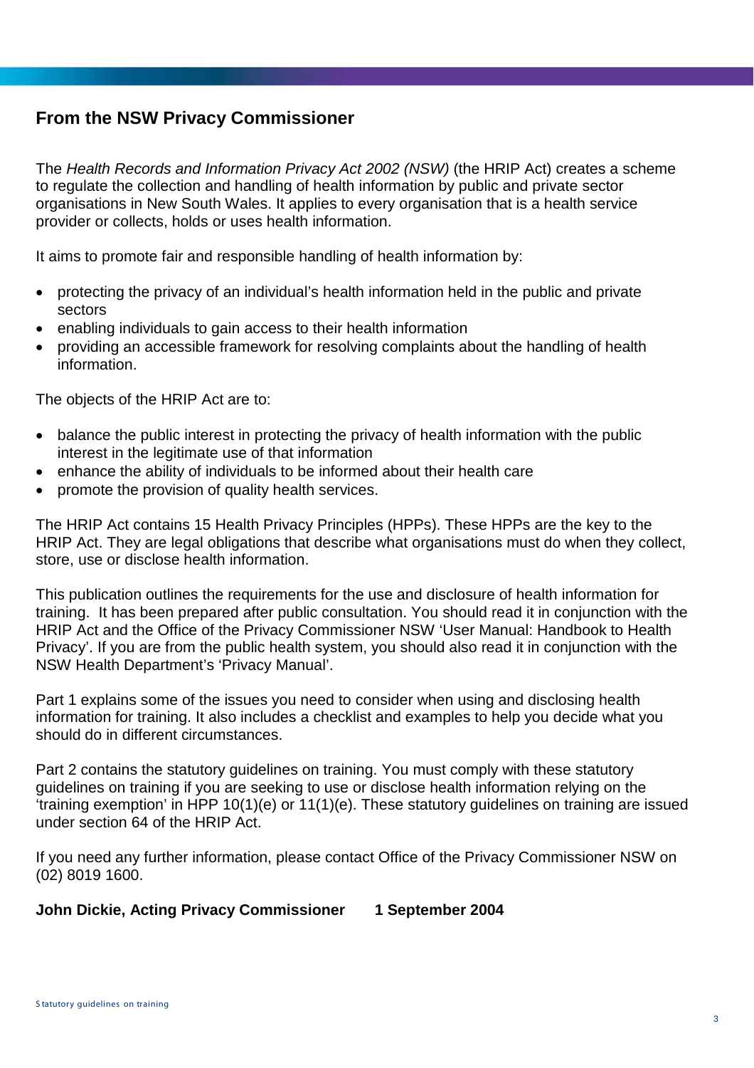## From the NSW Privacy Commissioner

The *Health Records and Information Privacy Act 2002 (NSW)* (the HRIP Act) creates a scheme to regulate the collection and handling of health information by public and private sector organisations in New South Wales. It applies to every organisation that is a health service provider or collects, holds or uses health information.

It aims to promote fair and responsible handling of health information by:

- protecting the privacy of an individual's health information held in the public and private sectors
- enabling individuals to gain access to their health information
- providing an accessible framework for resolving complaints about the handling of health information.

The objects of the HRIP Act are to:

- balance the public interest in protecting the privacy of health information with the public interest in the legitimate use of that information
- enhance the ability of individuals to be informed about their health care
- promote the provision of quality health services.

The HRIP Act contains 15 Health Privacy Principles (HPPs). These HPPs are the key to the HRIP Act. They are legal obligations that describe what organisations must do when they collect, store, use or disclose health information.

This publication outlines the requirements for the use and disclosure of health information for training. It has been prepared after public consultation. You should read it in conjunction with the HRIP Act and the Office of the Privacy Commissioner NSW 'User Manual: Handbook to Health Privacy'. If you are from the public health system, you should also read it in conjunction with the NSW Health Department's 'Privacy Manual'.

Part 1 explains some of the issues you need to consider when using and disclosing health information for training. It also includes a checklist and examples to help you decide what you should do in different circumstances.

Part 2 contains the statutory guidelines on training. You must comply with these statutory guidelines on training if you are seeking to use or disclose health information relying on the 'training exemption' in HPP 10(1)(e) or 11(1)(e). These statutory guidelines on training are issued under section 64 of the HRIP Act.

If you need any further information, please contact Office of the Privacy Commissioner NSW on (02) 8019 1600.

**John Dickie, Acting Privacy Commissioner     1 September 2004**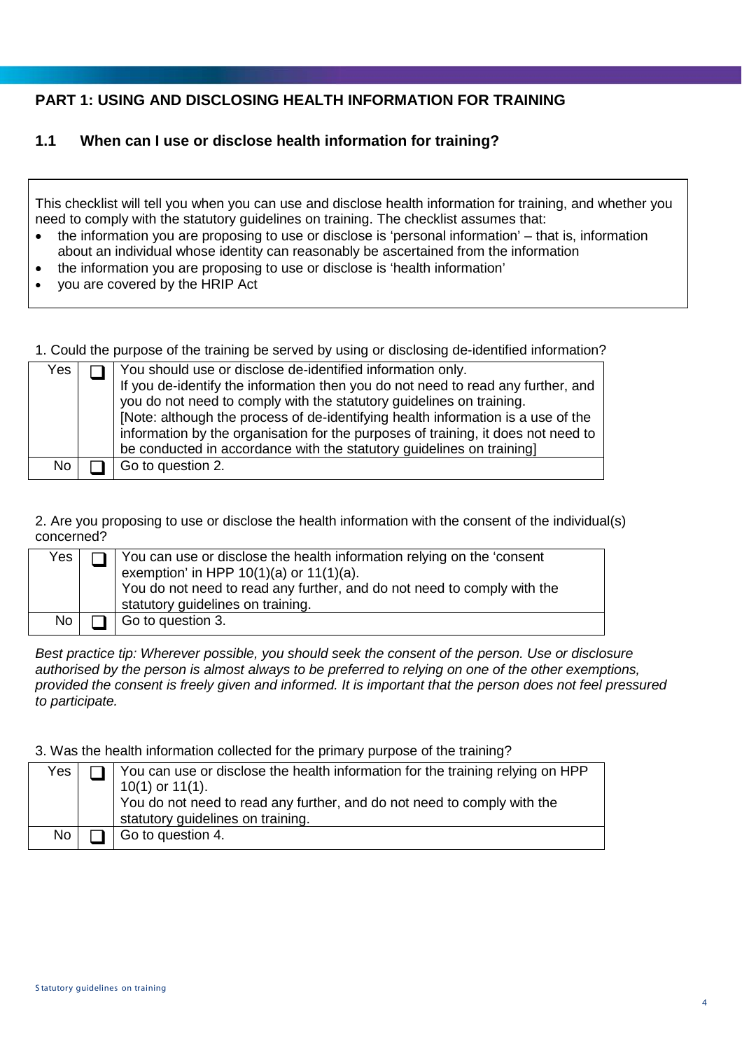## PART 1: USING AND DISCLOSING HEALTH INFORMATION FOR TRAINING

### 1.1 When can I use or disclose health information for training?

This checklist will tell you when you can use and disclose health information for training, and whether you need to comply with the statutory guidelines on training. The checklist assumes that:

- the information you are proposing to use or disclose is 'personal information' – that is, information about an individual whose identity can reasonably be ascertained from the information
- the information you are proposing to use or disclose is 'health information'
- you are covered by the HRIP Act

1. Could the purpose of the training be served by using or disclosing de-identified information?

| | | |
|---|---|---|
| Yes | ❑ | You should use or disclose de-identified information only.<br>If you de-identify the information then you do not need to read any further, and you do not need to comply with the statutory guidelines on training.<br>[Note: although the process of de-identifying health information is a use of the information by the organisation for the purposes of training, it does not need to be conducted in accordance with the statutory guidelines on training] |
| No | ❑ | Go to question 2. |

2. Are you proposing to use or disclose the health information with the consent of the individual(s) concerned?

| | | |
|---|---|---|
| Yes | ❑ | You can use or disclose the health information relying on the 'consent exemption' in HPP 10(1)(a) or 11(1)(a).<br>You do not need to read any further, and do not need to comply with the statutory guidelines on training. |
| No | ❑ | Go to question 3. |

*Best practice tip: Wherever possible, you should seek the consent of the person. Use or disclosure authorised by the person is almost always to be preferred to relying on one of the other exemptions, provided the consent is freely given and informed. It is important that the person does not feel pressured to participate.*

3. Was the health information collected for the primary purpose of the training?

| | | |
|---|---|---|
| Yes | ❑ | You can use or disclose the health information for the training relying on HPP 10(1) or 11(1).<br>You do not need to read any further, and do not need to comply with the statutory guidelines on training. |
| No | ❑ | Go to question 4. |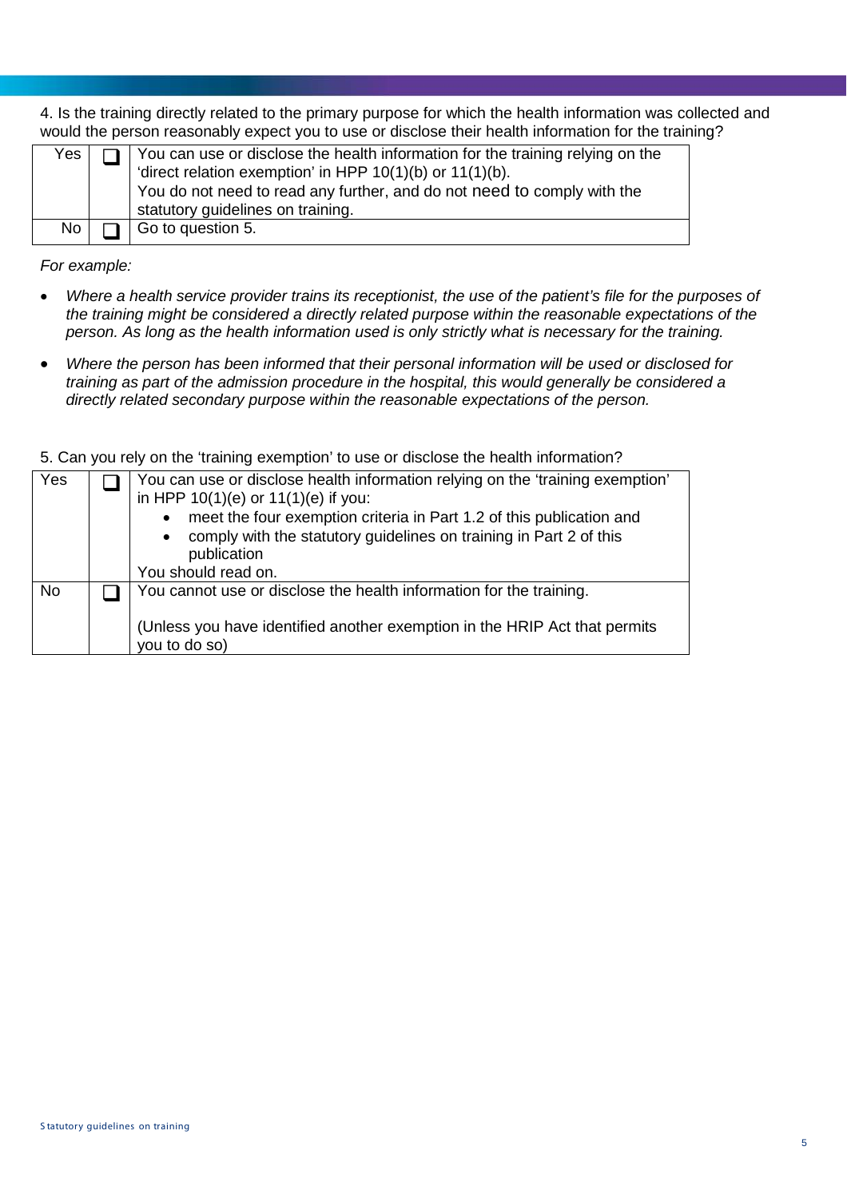4. Is the training directly related to the primary purpose for which the health information was collected and would the person reasonably expect you to use or disclose their health information for the training?

| | | |
|---|---|---|
| Yes | ☐ | You can use or disclose the health information for the training relying on the 'direct relation exemption' in HPP 10(1)(b) or 11(1)(b). You do not need to read any further, and do not need to comply with the statutory guidelines on training. |
| No | ☐ | Go to question 5. |

*For example:*

- *Where a health service provider trains its receptionist, the use of the patient's file for the purposes of the training might be considered a directly related purpose within the reasonable expectations of the person. As long as the health information used is only strictly what is necessary for the training.*
- *Where the person has been informed that their personal information will be used or disclosed for training as part of the admission procedure in the hospital, this would generally be considered a directly related secondary purpose within the reasonable expectations of the person.*

5. Can you rely on the 'training exemption' to use or disclose the health information?

| | | |
|---|---|---|
| Yes | ☐ | You can use or disclose health information relying on the 'training exemption' in HPP 10(1)(e) or 11(1)(e) if you:<br>• meet the four exemption criteria in Part 1.2 of this publication and<br>• comply with the statutory guidelines on training in Part 2 of this publication<br>You should read on. |
| No | ☐ | You cannot use or disclose the health information for the training.<br><br>(Unless you have identified another exemption in the HRIP Act that permits you to do so) |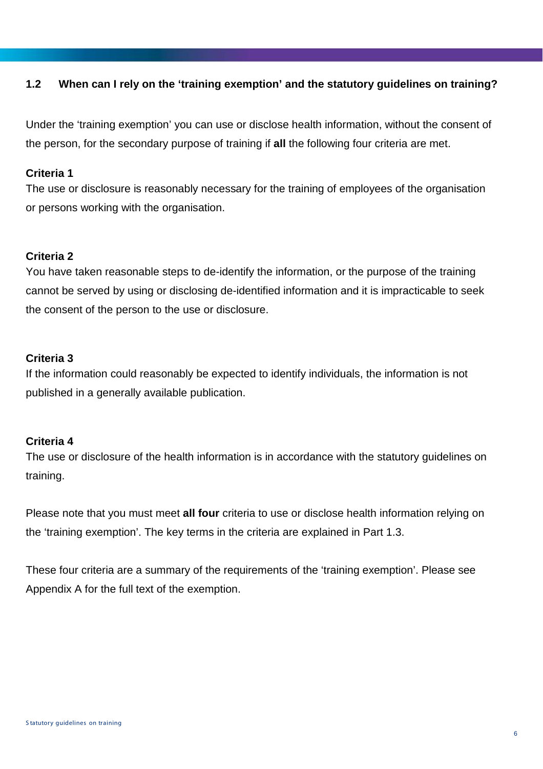## 1.2 When can I rely on the 'training exemption' and the statutory guidelines on training?

Under the 'training exemption' you can use or disclose health information, without the consent of the person, for the secondary purpose of training if **all** the following four criteria are met.

**Criteria 1**
The use or disclosure is reasonably necessary for the training of employees of the organisation or persons working with the organisation.

**Criteria 2**
You have taken reasonable steps to de-identify the information, or the purpose of the training cannot be served by using or disclosing de-identified information and it is impracticable to seek the consent of the person to the use or disclosure.

**Criteria 3**
If the information could reasonably be expected to identify individuals, the information is not published in a generally available publication.

**Criteria 4**
The use or disclosure of the health information is in accordance with the statutory guidelines on training.

Please note that you must meet **all four** criteria to use or disclose health information relying on the 'training exemption'. The key terms in the criteria are explained in Part 1.3.

These four criteria are a summary of the requirements of the 'training exemption'. Please see Appendix A for the full text of the exemption.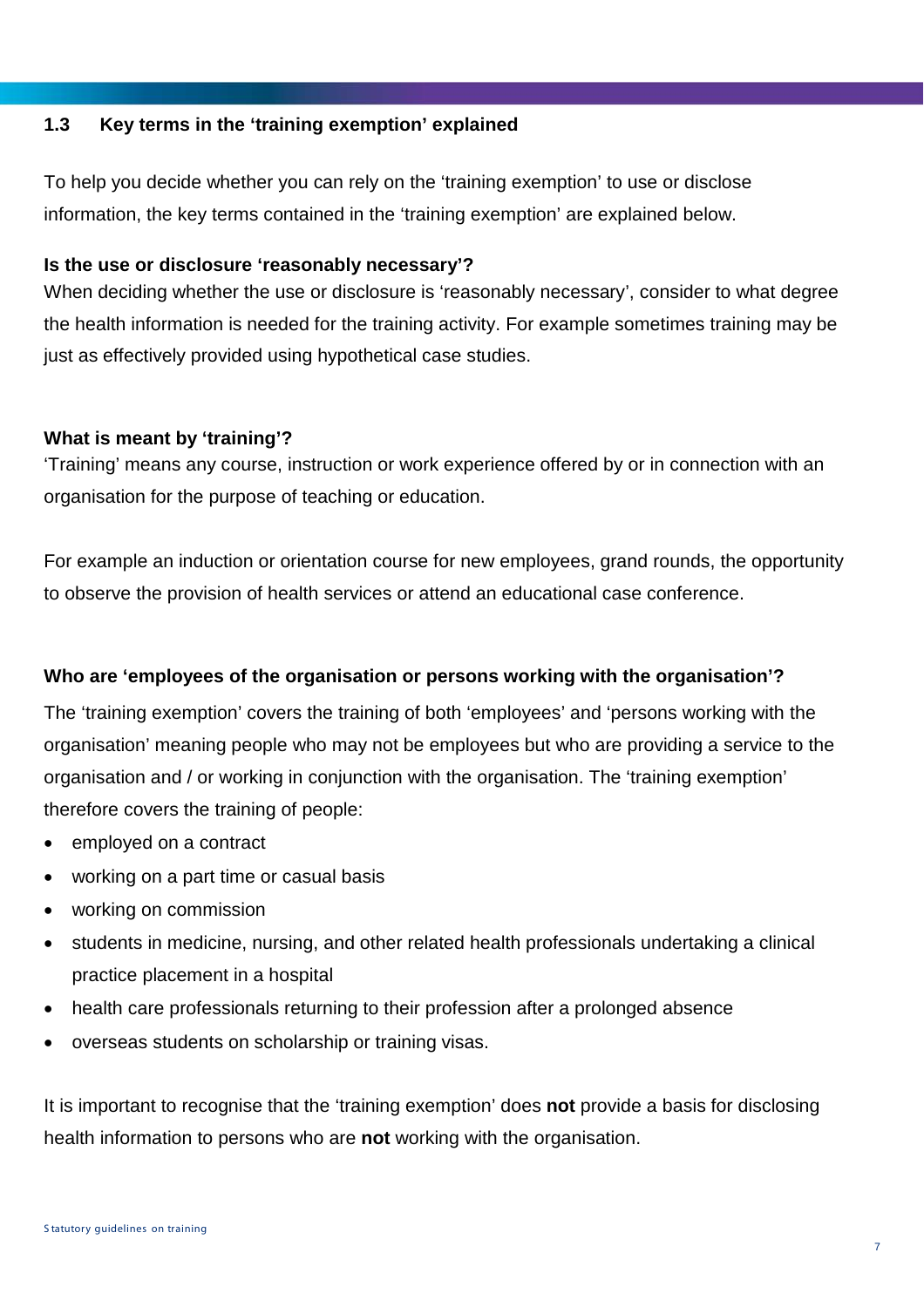## 1.3 Key terms in the 'training exemption' explained

To help you decide whether you can rely on the 'training exemption' to use or disclose information, the key terms contained in the 'training exemption' are explained below.

**Is the use or disclosure 'reasonably necessary'?**

When deciding whether the use or disclosure is 'reasonably necessary', consider to what degree the health information is needed for the training activity. For example sometimes training may be just as effectively provided using hypothetical case studies.

**What is meant by 'training'?**

'Training' means any course, instruction or work experience offered by or in connection with an organisation for the purpose of teaching or education.

For example an induction or orientation course for new employees, grand rounds, the opportunity to observe the provision of health services or attend an educational case conference.

**Who are 'employees of the organisation or persons working with the organisation'?**

The 'training exemption' covers the training of both 'employees' and 'persons working with the organisation' meaning people who may not be employees but who are providing a service to the organisation and / or working in conjunction with the organisation. The 'training exemption' therefore covers the training of people:

- employed on a contract
- working on a part time or casual basis
- working on commission
- students in medicine, nursing, and other related health professionals undertaking a clinical practice placement in a hospital
- health care professionals returning to their profession after a prolonged absence
- overseas students on scholarship or training visas.

It is important to recognise that the 'training exemption' does **not** provide a basis for disclosing health information to persons who are **not** working with the organisation.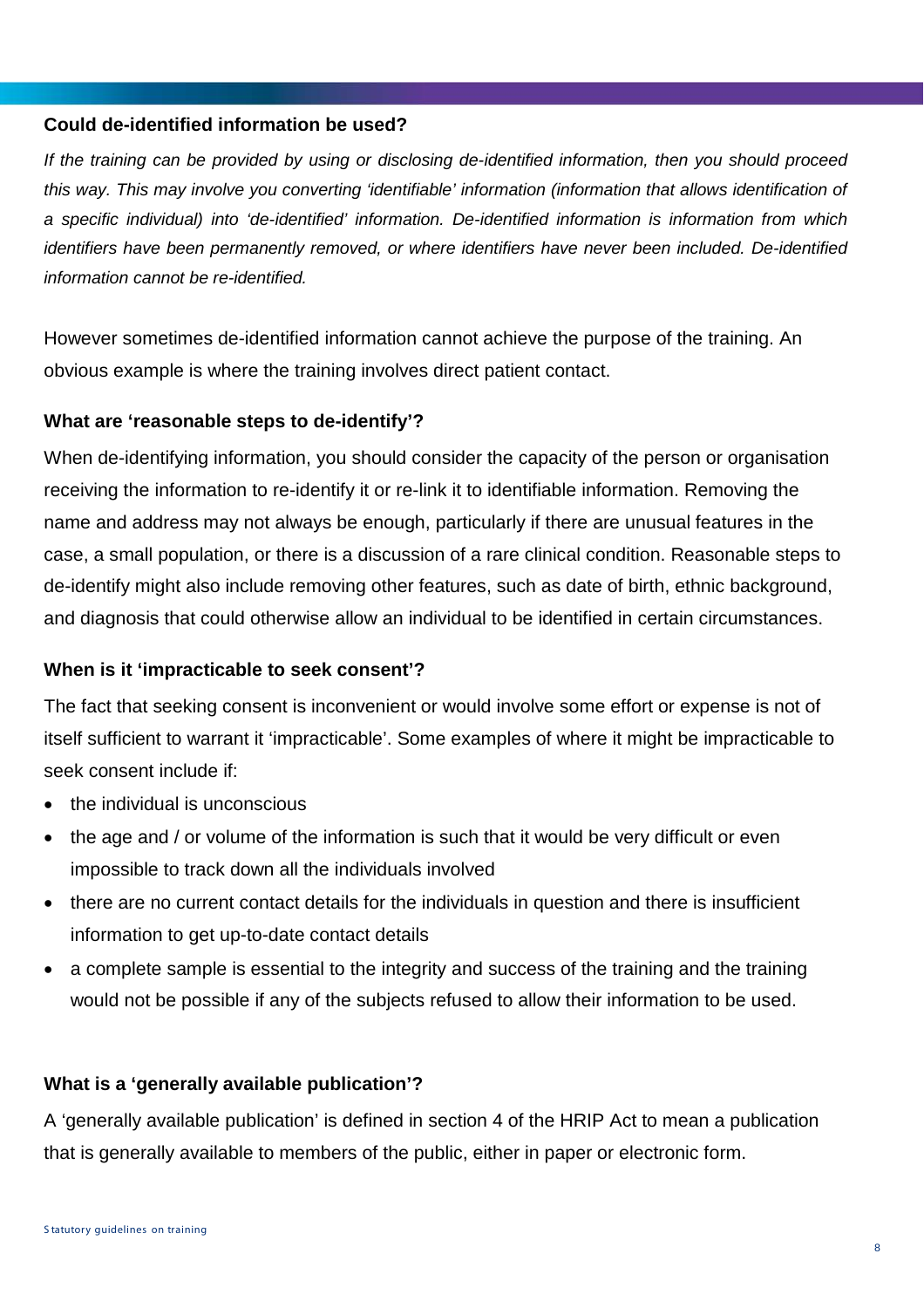**Could de-identified information be used?**

*If the training can be provided by using or disclosing de-identified information, then you should proceed this way. This may involve you converting 'identifiable' information (information that allows identification of a specific individual) into 'de-identified' information. De-identified information is information from which identifiers have been permanently removed, or where identifiers have never been included. De-identified information cannot be re-identified.*

However sometimes de-identified information cannot achieve the purpose of the training. An obvious example is where the training involves direct patient contact.

**What are 'reasonable steps to de-identify'?**

When de-identifying information, you should consider the capacity of the person or organisation receiving the information to re-identify it or re-link it to identifiable information. Removing the name and address may not always be enough, particularly if there are unusual features in the case, a small population, or there is a discussion of a rare clinical condition. Reasonable steps to de-identify might also include removing other features, such as date of birth, ethnic background, and diagnosis that could otherwise allow an individual to be identified in certain circumstances.

**When is it 'impracticable to seek consent'?**

The fact that seeking consent is inconvenient or would involve some effort or expense is not of itself sufficient to warrant it 'impracticable'. Some examples of where it might be impracticable to seek consent include if:

- the individual is unconscious
- the age and / or volume of the information is such that it would be very difficult or even impossible to track down all the individuals involved
- there are no current contact details for the individuals in question and there is insufficient information to get up-to-date contact details
- a complete sample is essential to the integrity and success of the training and the training would not be possible if any of the subjects refused to allow their information to be used.

**What is a 'generally available publication'?**

A 'generally available publication' is defined in section 4 of the HRIP Act to mean a publication that is generally available to members of the public, either in paper or electronic form.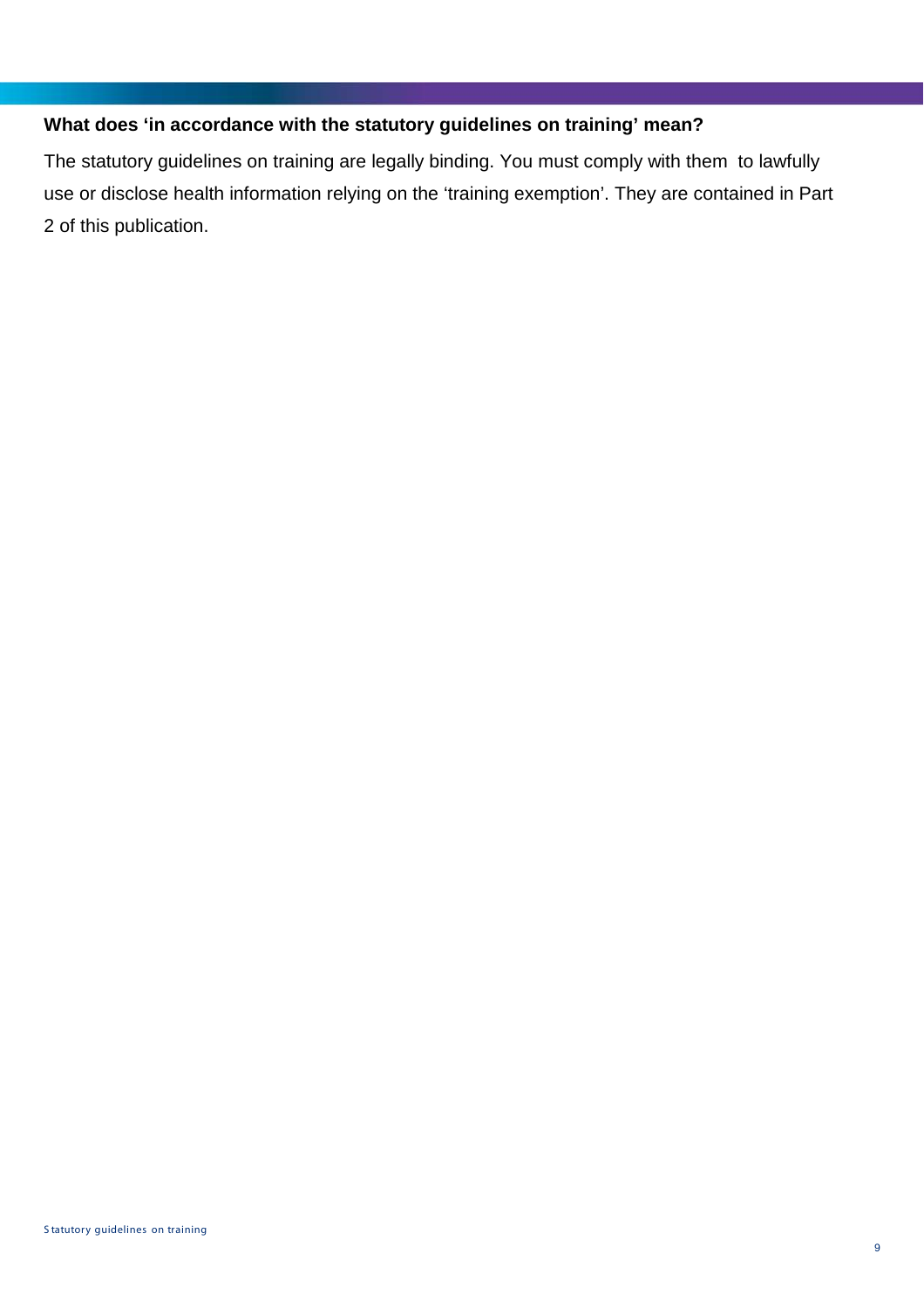**What does 'in accordance with the statutory guidelines on training' mean?**

The statutory guidelines on training are legally binding. You must comply with them to lawfully use or disclose health information relying on the 'training exemption'. They are contained in Part 2 of this publication.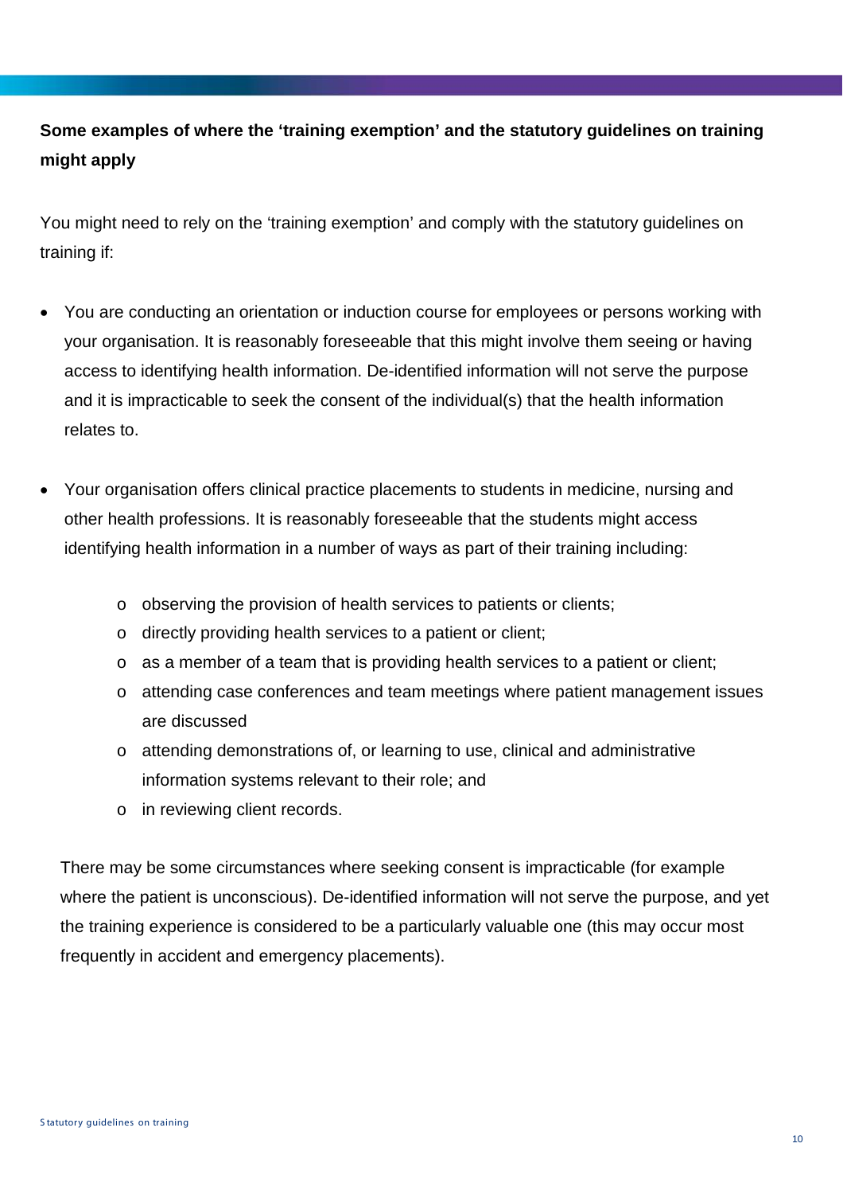**Some examples of where the 'training exemption' and the statutory guidelines on training might apply**

You might need to rely on the 'training exemption' and comply with the statutory guidelines on training if:

- You are conducting an orientation or induction course for employees or persons working with your organisation. It is reasonably foreseeable that this might involve them seeing or having access to identifying health information. De-identified information will not serve the purpose and it is impracticable to seek the consent of the individual(s) that the health information relates to.

- Your organisation offers clinical practice placements to students in medicine, nursing and other health professions. It is reasonably foreseeable that the students might access identifying health information in a number of ways as part of their training including:

    - observing the provision of health services to patients or clients;
    - directly providing health services to a patient or client;
    - as a member of a team that is providing health services to a patient or client;
    - attending case conferences and team meetings where patient management issues are discussed
    - attending demonstrations of, or learning to use, clinical and administrative information systems relevant to their role; and
    - in reviewing client records.

  There may be some circumstances where seeking consent is impracticable (for example where the patient is unconscious). De-identified information will not serve the purpose, and yet the training experience is considered to be a particularly valuable one (this may occur most frequently in accident and emergency placements).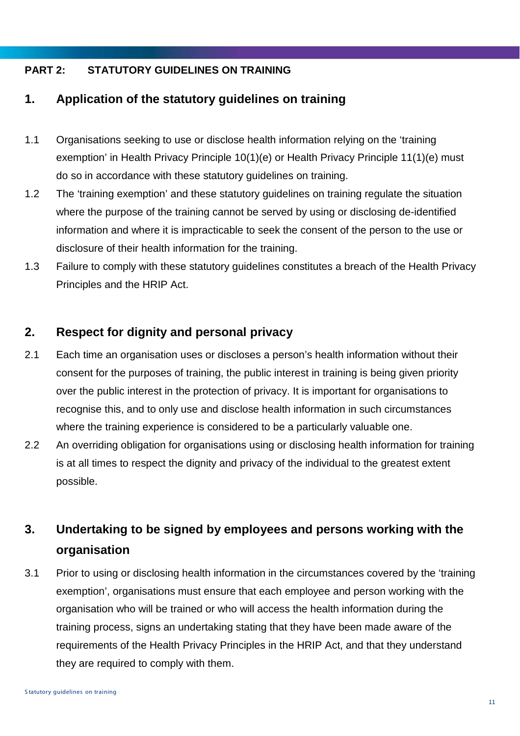**PART 2: STATUTORY GUIDELINES ON TRAINING**

## 1. Application of the statutory guidelines on training

1.1 Organisations seeking to use or disclose health information relying on the 'training exemption' in Health Privacy Principle 10(1)(e) or Health Privacy Principle 11(1)(e) must do so in accordance with these statutory guidelines on training.

1.2 The 'training exemption' and these statutory guidelines on training regulate the situation where the purpose of the training cannot be served by using or disclosing de-identified information and where it is impracticable to seek the consent of the person to the use or disclosure of their health information for the training.

1.3 Failure to comply with these statutory guidelines constitutes a breach of the Health Privacy Principles and the HRIP Act.

## 2. Respect for dignity and personal privacy

2.1 Each time an organisation uses or discloses a person's health information without their consent for the purposes of training, the public interest in training is being given priority over the public interest in the protection of privacy. It is important for organisations to recognise this, and to only use and disclose health information in such circumstances where the training experience is considered to be a particularly valuable one.

2.2 An overriding obligation for organisations using or disclosing health information for training is at all times to respect the dignity and privacy of the individual to the greatest extent possible.

## 3. Undertaking to be signed by employees and persons working with the organisation

3.1 Prior to using or disclosing health information in the circumstances covered by the 'training exemption', organisations must ensure that each employee and person working with the organisation who will be trained or who will access the health information during the training process, signs an undertaking stating that they have been made aware of the requirements of the Health Privacy Principles in the HRIP Act, and that they understand they are required to comply with them.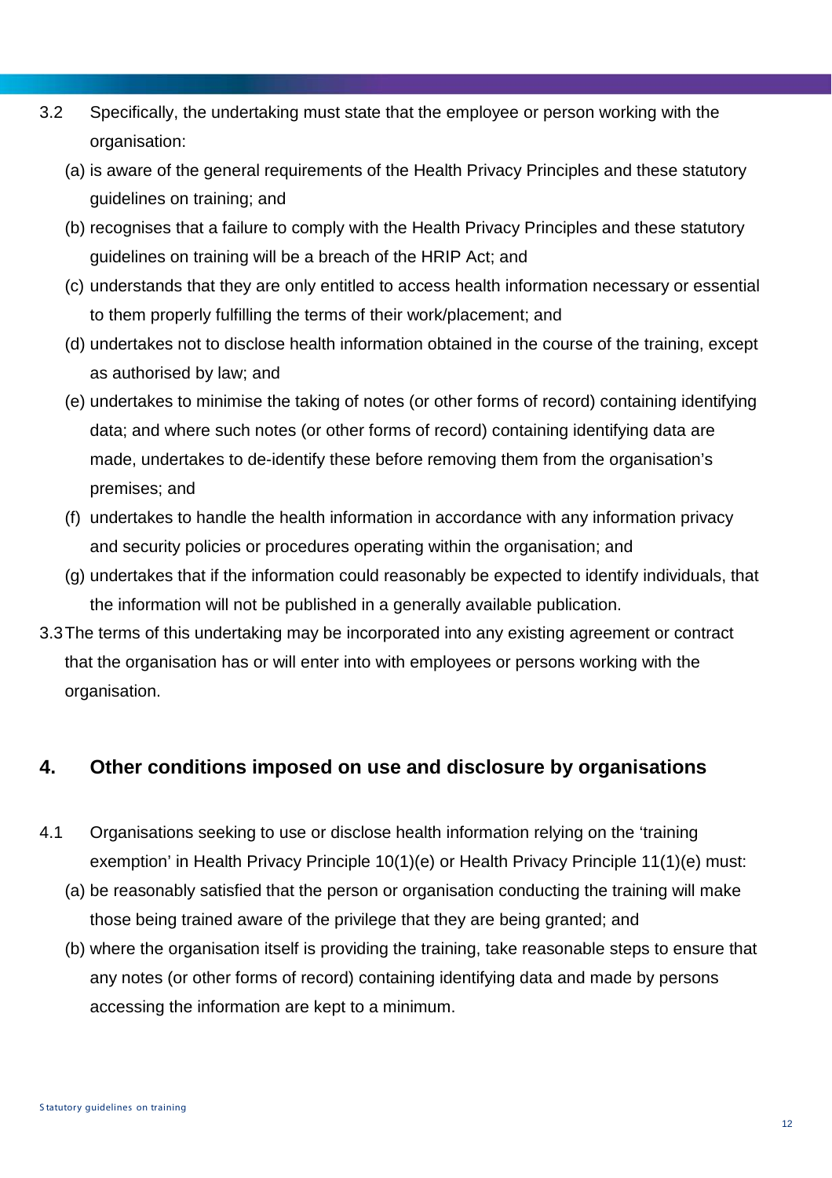3.2 Specifically, the undertaking must state that the employee or person working with the organisation:

(a) is aware of the general requirements of the Health Privacy Principles and these statutory guidelines on training; and

(b) recognises that a failure to comply with the Health Privacy Principles and these statutory guidelines on training will be a breach of the HRIP Act; and

(c) understands that they are only entitled to access health information necessary or essential to them properly fulfilling the terms of their work/placement; and

(d) undertakes not to disclose health information obtained in the course of the training, except as authorised by law; and

(e) undertakes to minimise the taking of notes (or other forms of record) containing identifying data; and where such notes (or other forms of record) containing identifying data are made, undertakes to de-identify these before removing them from the organisation's premises; and

(f) undertakes to handle the health information in accordance with any information privacy and security policies or procedures operating within the organisation; and

(g) undertakes that if the information could reasonably be expected to identify individuals, that the information will not be published in a generally available publication.

3.3 The terms of this undertaking may be incorporated into any existing agreement or contract that the organisation has or will enter into with employees or persons working with the organisation.

## 4. Other conditions imposed on use and disclosure by organisations

4.1 Organisations seeking to use or disclose health information relying on the 'training exemption' in Health Privacy Principle 10(1)(e) or Health Privacy Principle 11(1)(e) must:

(a) be reasonably satisfied that the person or organisation conducting the training will make those being trained aware of the privilege that they are being granted; and

(b) where the organisation itself is providing the training, take reasonable steps to ensure that any notes (or other forms of record) containing identifying data and made by persons accessing the information are kept to a minimum.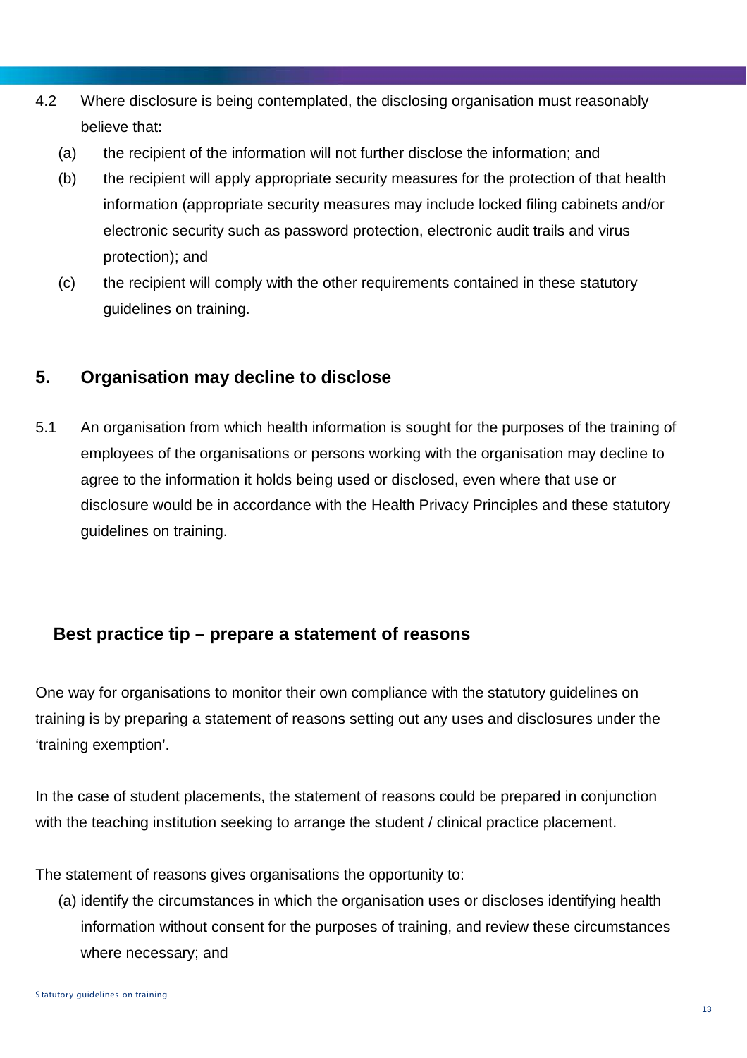4.2 Where disclosure is being contemplated, the disclosing organisation must reasonably believe that:

(a) the recipient of the information will not further disclose the information; and

(b) the recipient will apply appropriate security measures for the protection of that health information (appropriate security measures may include locked filing cabinets and/or electronic security such as password protection, electronic audit trails and virus protection); and

(c) the recipient will comply with the other requirements contained in these statutory guidelines on training.

## 5. Organisation may decline to disclose

5.1 An organisation from which health information is sought for the purposes of the training of employees of the organisations or persons working with the organisation may decline to agree to the information it holds being used or disclosed, even where that use or disclosure would be in accordance with the Health Privacy Principles and these statutory guidelines on training.

### Best practice tip – prepare a statement of reasons

One way for organisations to monitor their own compliance with the statutory guidelines on training is by preparing a statement of reasons setting out any uses and disclosures under the 'training exemption'.

In the case of student placements, the statement of reasons could be prepared in conjunction with the teaching institution seeking to arrange the student / clinical practice placement.

The statement of reasons gives organisations the opportunity to:

(a) identify the circumstances in which the organisation uses or discloses identifying health information without consent for the purposes of training, and review these circumstances where necessary; and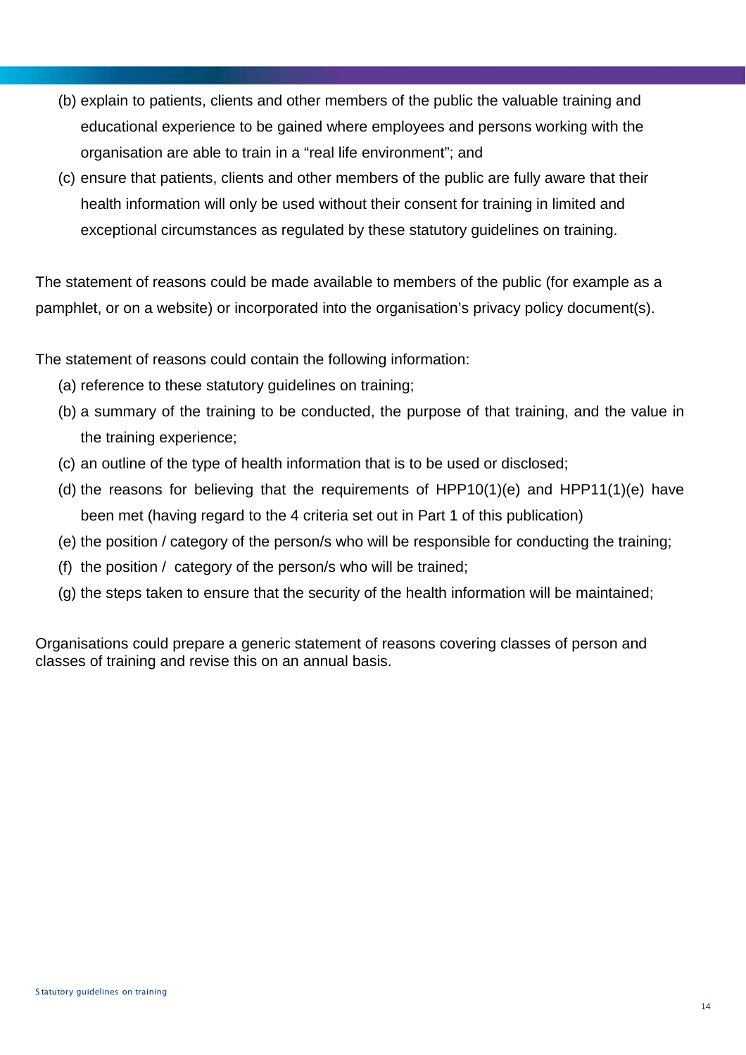(b) explain to patients, clients and other members of the public the valuable training and educational experience to be gained where employees and persons working with the organisation are able to train in a "real life environment"; and

(c) ensure that patients, clients and other members of the public are fully aware that their health information will only be used without their consent for training in limited and exceptional circumstances as regulated by these statutory guidelines on training.

The statement of reasons could be made available to members of the public (for example as a pamphlet, or on a website) or incorporated into the organisation's privacy policy document(s).

The statement of reasons could contain the following information:

(a) reference to these statutory guidelines on training;

(b) a summary of the training to be conducted, the purpose of that training, and the value in the training experience;

(c) an outline of the type of health information that is to be used or disclosed;

(d) the reasons for believing that the requirements of HPP10(1)(e) and HPP11(1)(e) have been met (having regard to the 4 criteria set out in Part 1 of this publication)

(e) the position / category of the person/s who will be responsible for conducting the training;

(f) the position / category of the person/s who will be trained;

(g) the steps taken to ensure that the security of the health information will be maintained;

Organisations could prepare a generic statement of reasons covering classes of person and classes of training and revise this on an annual basis.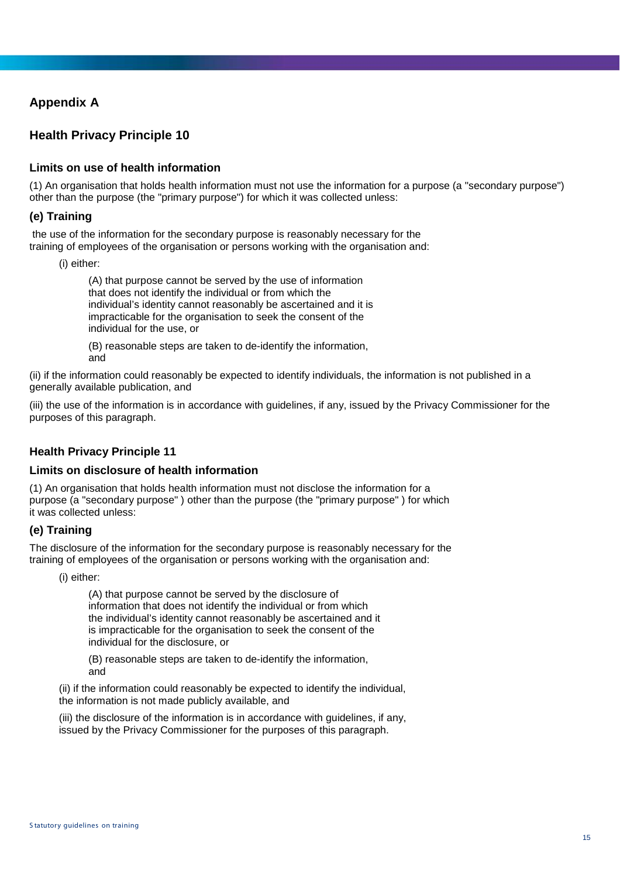## Appendix A

## Health Privacy Principle 10

### Limits on use of health information

(1) An organisation that holds health information must not use the information for a purpose (a "secondary purpose") other than the purpose (the "primary purpose") for which it was collected unless:

### (e) Training

the use of the information for the secondary purpose is reasonably necessary for the training of employees of the organisation or persons working with the organisation and:

(i) either:

(A) that purpose cannot be served by the use of information that does not identify the individual or from which the individual's identity cannot reasonably be ascertained and it is impracticable for the organisation to seek the consent of the individual for the use, or

(B) reasonable steps are taken to de-identify the information, and

(ii) if the information could reasonably be expected to identify individuals, the information is not published in a generally available publication, and

(iii) the use of the information is in accordance with guidelines, if any, issued by the Privacy Commissioner for the purposes of this paragraph.

### Health Privacy Principle 11

### Limits on disclosure of health information

(1) An organisation that holds health information must not disclose the information for a purpose (a "secondary purpose" ) other than the purpose (the "primary purpose" ) for which it was collected unless:

### (e) Training

The disclosure of the information for the secondary purpose is reasonably necessary for the training of employees of the organisation or persons working with the organisation and:

(i) either:

(A) that purpose cannot be served by the disclosure of information that does not identify the individual or from which the individual's identity cannot reasonably be ascertained and it is impracticable for the organisation to seek the consent of the individual for the disclosure, or

(B) reasonable steps are taken to de-identify the information, and

(ii) if the information could reasonably be expected to identify the individual, the information is not made publicly available, and

(iii) the disclosure of the information is in accordance with guidelines, if any, issued by the Privacy Commissioner for the purposes of this paragraph.